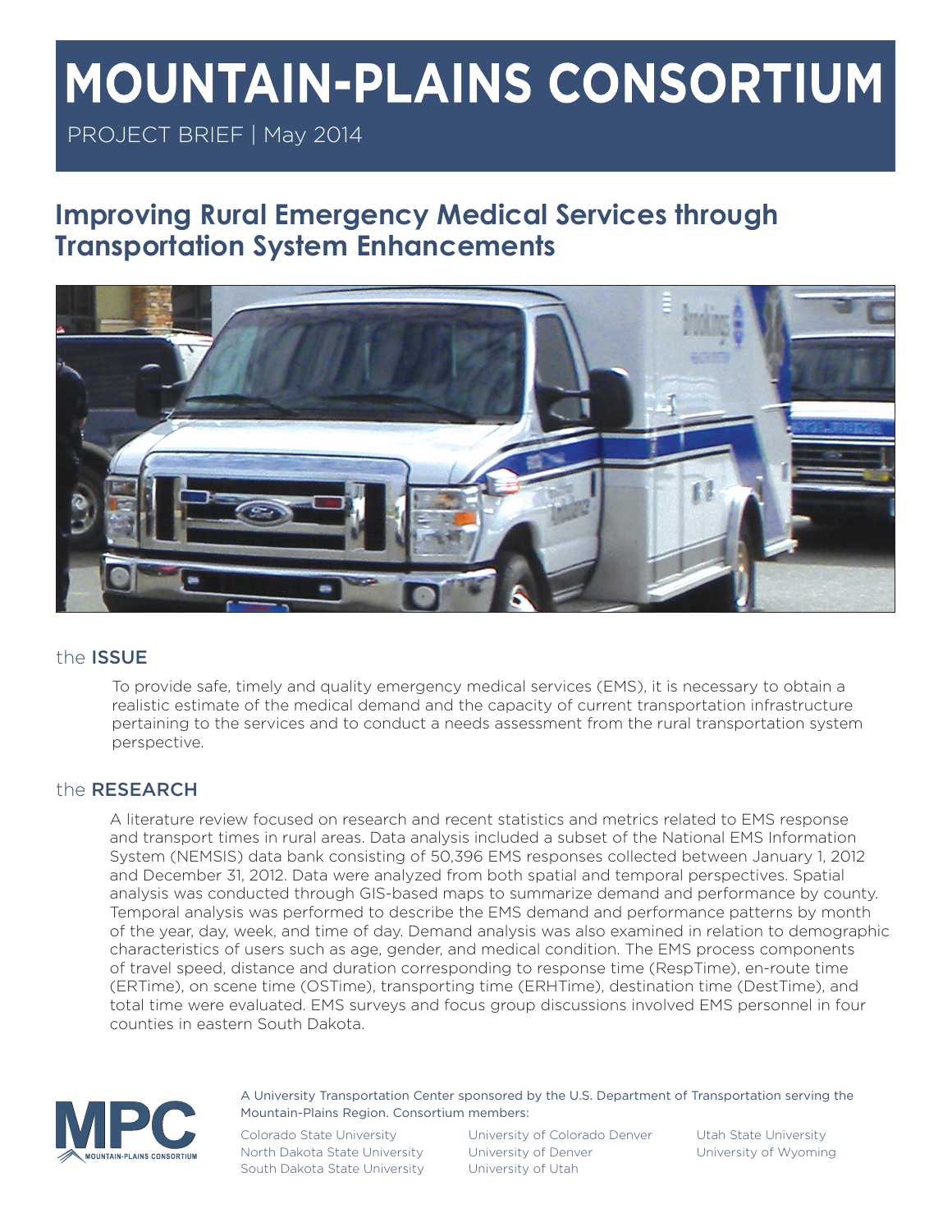# MOUNTAIN-PLAINS CONSORTIUM

PROJECT BRIEF | May 2014

## Improving Rural Emergency Medical Services through Transportation System Enhancements

### the ISSUE

To provide safe, timely and quality emergency medical services (EMS), it is necessary to obtain a realistic estimate of the medical demand and the capacity of current transportation infrastructure pertaining to the services and to conduct a needs assessment from the rural transportation system perspective.

### the RESEARCH

A literature review focused on research and recent statistics and metrics related to EMS response and transport times in rural areas. Data analysis included a subset of the National EMS Information System (NEMSIS) data bank consisting of 50,396 EMS responses collected between January 1, 2012 and December 31, 2012. Data were analyzed from both spatial and temporal perspectives. Spatial analysis was conducted through GIS-based maps to summarize demand and performance by county. Temporal analysis was performed to describe the EMS demand and performance patterns by month of the year, day, week, and time of day. Demand analysis was also examined in relation to demographic characteristics of users such as age, gender, and medical condition. The EMS process components of travel speed, distance and duration corresponding to response time (RespTime), en-route time (ERTime), on scene time (OSTime), transporting time (ERHTime), destination time (DestTime), and total time were evaluated. EMS surveys and focus group discussions involved EMS personnel in four counties in eastern South Dakota.

A University Transportation Center sponsored by the U.S. Department of Transportation serving the Mountain-Plains Region. Consortium members:

Colorado State University
North Dakota State University
South Dakota State University
University of Colorado Denver
University of Denver
University of Utah
Utah State University
University of Wyoming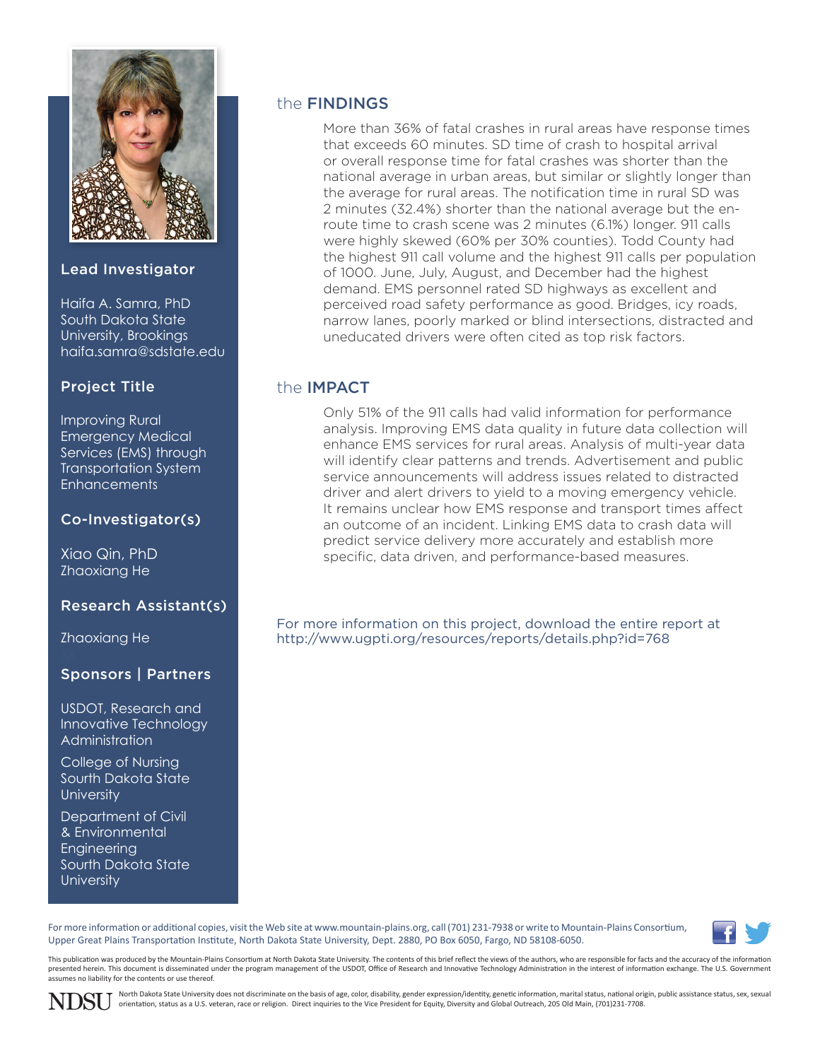### Lead Investigator

Haifa A. Samra, PhD
South Dakota State University, Brookings
haifa.samra@sdstate.edu

### Project Title

Improving Rural Emergency Medical Services (EMS) through Transportation System Enhancements

### Co-Investigator(s)

Xiao Qin, PhD
Zhaoxiang He

### Research Assistant(s)

Zhaoxiang He

### Sponsors | Partners

USDOT, Research and Innovative Technology Administration

College of Nursing
Sourth Dakota State University

Department of Civil & Environmental Engineering
Sourth Dakota State University

## the FINDINGS

More than 36% of fatal crashes in rural areas have response times that exceeds 60 minutes. SD time of crash to hospital arrival or overall response time for fatal crashes was shorter than the national average in urban areas, but similar or slightly longer than the average for rural areas. The notification time in rural SD was 2 minutes (32.4%) shorter than the national average but the en-route time to crash scene was 2 minutes (6.1%) longer. 911 calls were highly skewed (60% per 30% counties). Todd County had the highest 911 call volume and the highest 911 calls per population of 1000. June, July, August, and December had the highest demand. EMS personnel rated SD highways as excellent and perceived road safety performance as good. Bridges, icy roads, narrow lanes, poorly marked or blind intersections, distracted and uneducated drivers were often cited as top risk factors.

## the IMPACT

Only 51% of the 911 calls had valid information for performance analysis. Improving EMS data quality in future data collection will enhance EMS services for rural areas. Analysis of multi-year data will identify clear patterns and trends. Advertisement and public service announcements will address issues related to distracted driver and alert drivers to yield to a moving emergency vehicle. It remains unclear how EMS response and transport times affect an outcome of an incident. Linking EMS data to crash data will predict service delivery more accurately and establish more specific, data driven, and performance-based measures.

For more information on this project, download the entire report at http://www.ugpti.org/resources/reports/details.php?id=768

For more information or additional copies, visit the Web site at www.mountain-plains.org, call (701) 231-7938 or write to Mountain-Plains Consortium, Upper Great Plains Transportation Institute, North Dakota State University, Dept. 2880, PO Box 6050, Fargo, ND 58108-6050.

This publication was produced by the Mountain-Plains Consortium at North Dakota State University. The contents of this brief reflect the views of the authors, who are responsible for facts and the accuracy of the information presented herein. This document is disseminated under the program management of the USDOT, Office of Research and Innovative Technology Administration in the interest of information exchange. The U.S. Government assumes no liability for the contents or use thereof.

NDSU North Dakota State University does not discriminate on the basis of age, color, disability, gender expression/identity, genetic information, marital status, national origin, public assistance status, sex, sexual orientation, status as a U.S. veteran, race or religion. Direct inquiries to the Vice President for Equity, Diversity and Global Outreach, 205 Old Main, (701)231-7708.